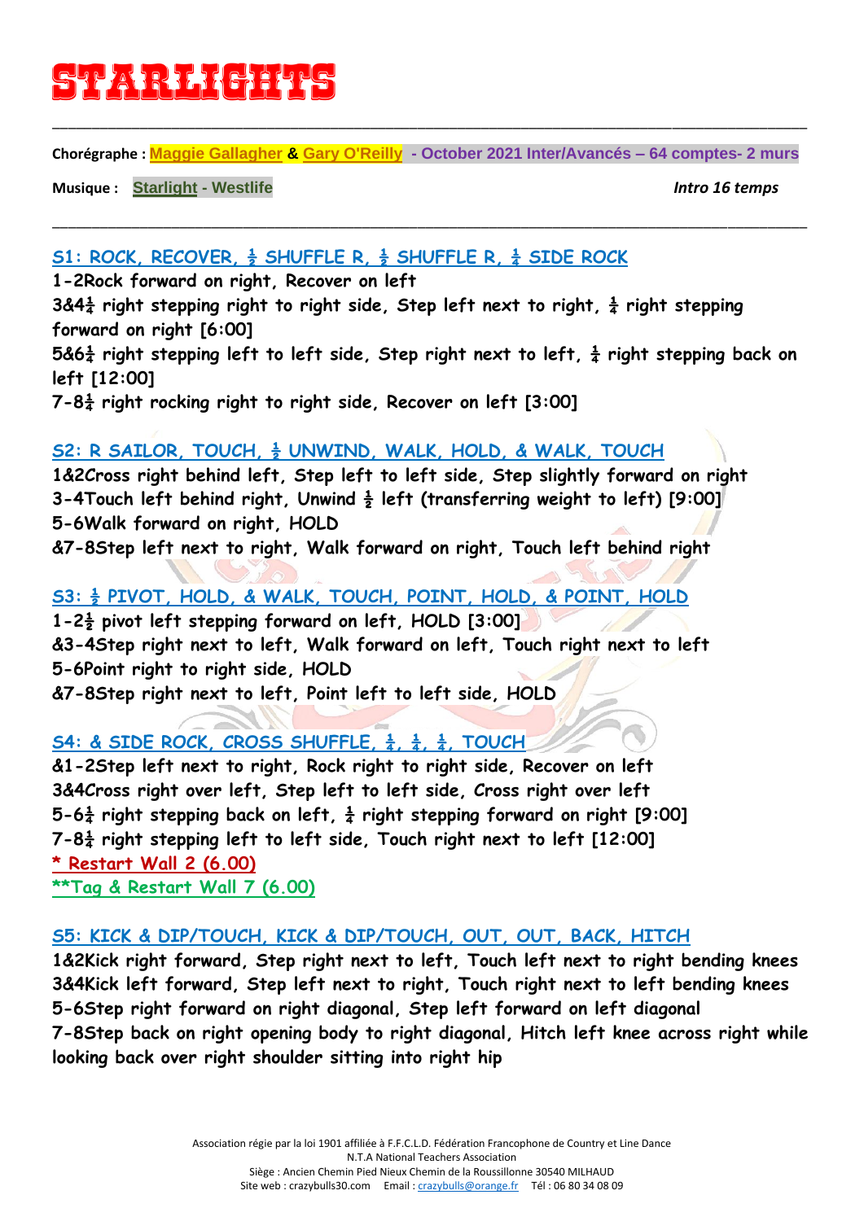# STARLIGHTS

**Chorégraphe :** Maggie Gallagher & Gary O'Reilly - October 2021 Inter/Avancés – 64 comptes- 2 murs

**Musique :** Starlight - Westlife *Intro 16 temps*

### S1: ROCK, RECOVER, ½ SHUFFLE R, ½ SHUFFLE R, ¼ SIDE ROCK

1-2Rock forward on right, Recover on left
3&4¼ right stepping right to right side, Step left next to right, ¼ right stepping forward on right [6:00]
5&6¼ right stepping left to left side, Step right next to left, ¼ right stepping back on left [12:00]
7-8¼ right rocking right to right side, Recover on left [3:00]

### S2: R SAILOR, TOUCH, ½ UNWIND, WALK, HOLD, & WALK, TOUCH

1&2Cross right behind left, Step left to left side, Step slightly forward on right
3-4Touch left behind right, Unwind ½ left (transferring weight to left) [9:00]
5-6Walk forward on right, HOLD
&7-8Step left next to right, Walk forward on right, Touch left behind right

### S3: ½ PIVOT, HOLD, & WALK, TOUCH, POINT, HOLD, & POINT, HOLD

1-2½ pivot left stepping forward on left, HOLD [3:00]
&3-4Step right next to left, Walk forward on left, Touch right next to left
5-6Point right to right side, HOLD
&7-8Step right next to left, Point left to left side, HOLD

### S4: & SIDE ROCK, CROSS SHUFFLE, ¼, ¼, ¼, TOUCH

&1-2Step left next to right, Rock right to right side, Recover on left
3&4Cross right over left, Step left to left side, Cross right over left
5-6¼ right stepping back on left, ¼ right stepping forward on right [9:00]
7-8¼ right stepping left to left side, Touch right next to left [12:00]
\* Restart Wall 2 (6.00)
\*\*Tag & Restart Wall 7 (6.00)

### S5: KICK & DIP/TOUCH, KICK & DIP/TOUCH, OUT, OUT, BACK, HITCH

1&2Kick right forward, Step right next to left, Touch left next to right bending knees
3&4Kick left forward, Step left next to right, Touch right next to left bending knees
5-6Step right forward on right diagonal, Step left forward on left diagonal
7-8Step back on right opening body to right diagonal, Hitch left knee across right while looking back over right shoulder sitting into right hip

Association régie par la loi 1901 affiliée à F.F.C.L.D. Fédération Francophone de Country et Line Dance
N.T.A National Teachers Association
Siège : Ancien Chemin Pied Nieux Chemin de la Roussillonne 30540 MILHAUD
Site web : crazybulls30.com Email : crazybulls@orange.fr Tél : 06 80 34 08 09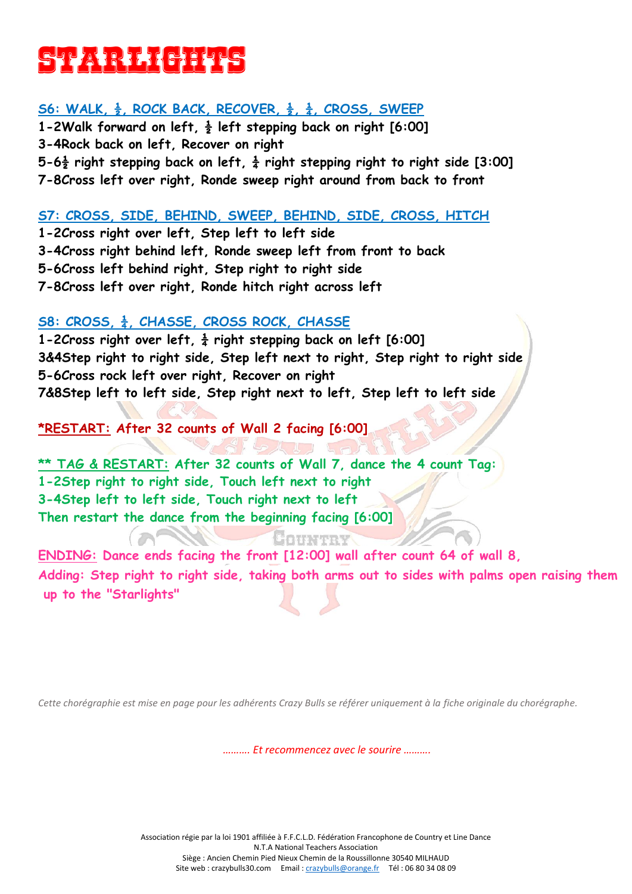# STARLIGHTS

## S6: WALK, ½, ROCK BACK, RECOVER, ½, ¼, CROSS, SWEEP

1-2Walk forward on left, ½ left stepping back on right [6:00]
3-4Rock back on left, Recover on right
5-6½ right stepping back on left, ¼ right stepping right to right side [3:00]
7-8Cross left over right, Ronde sweep right around from back to front

## S7: CROSS, SIDE, BEHIND, SWEEP, BEHIND, SIDE, CROSS, HITCH

1-2Cross right over left, Step left to left side
3-4Cross right behind left, Ronde sweep left from front to back
5-6Cross left behind right, Step right to right side
7-8Cross left over right, Ronde hitch right across left

## S8: CROSS, ¼, CHASSE, CROSS ROCK, CHASSE

1-2Cross right over left, ¼ right stepping back on left [6:00]
3&4Step right to right side, Step left next to right, Step right to right side
5-6Cross rock left over right, Recover on right
7&8Step left to left side, Step right next to left, Step left to left side

***RESTART:** After 32 counts of Wall 2 facing [6:00]

**** TAG & RESTART:** After 32 counts of Wall 7, dance the 4 count Tag:
1-2Step right to right side, Touch left next to right
3-4Step left to left side, Touch right next to left
Then restart the dance from the beginning facing [6:00]

**ENDING:** Dance ends facing the front [12:00] wall after count 64 of wall 8,
Adding: Step right to right side, taking both arms out to sides with palms open raising them up to the "Starlights"

*Cette chorégraphie est mise en page pour les adhérents Crazy Bulls se référer uniquement à la fiche originale du chorégraphe.*

*………. Et recommencez avec le sourire ……….*

Association régie par la loi 1901 affiliée à F.F.C.L.D. Fédération Francophone de Country et Line Dance
N.T.A National Teachers Association
Siège : Ancien Chemin Pied Nieux Chemin de la Roussillonne 30540 MILHAUD
Site web : crazybulls30.com Email : crazybulls@orange.fr Tél : 06 80 34 08 09